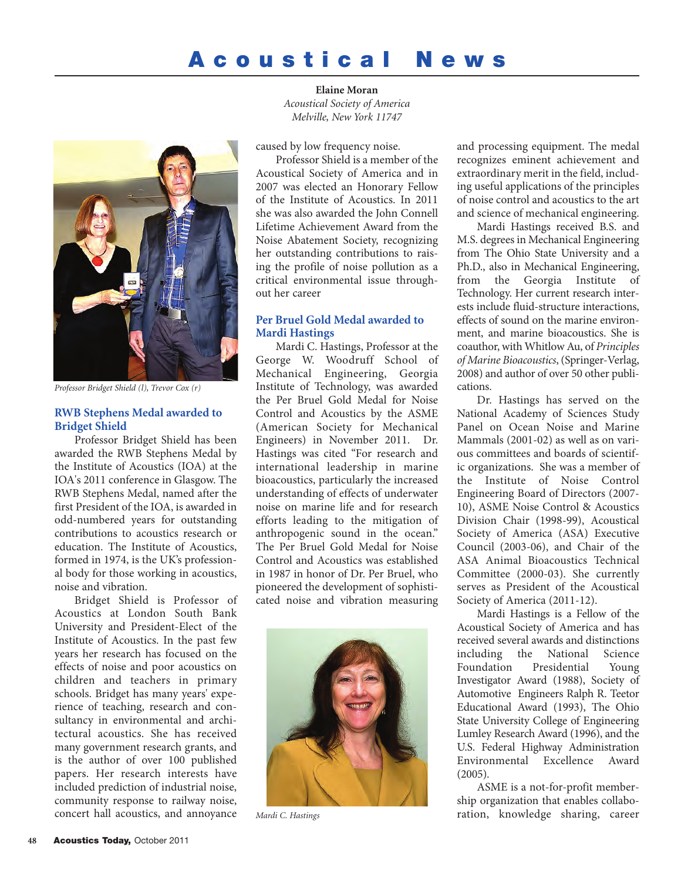# Acoustical News

**Elaine Moran**
*Acoustical Society of America*
*Melville, New York 11747*

*Professor Bridget Shield (l), Trevor Cox (r)*

## RWB Stephens Medal awarded to Bridget Shield

Professor Bridget Shield has been awarded the RWB Stephens Medal by the Institute of Acoustics (IOA) at the IOA's 2011 conference in Glasgow. The RWB Stephens Medal, named after the first President of the IOA, is awarded in odd-numbered years for outstanding contributions to acoustics research or education. The Institute of Acoustics, formed in 1974, is the UK's professional body for those working in acoustics, noise and vibration.

Bridget Shield is Professor of Acoustics at London South Bank University and President-Elect of the Institute of Acoustics. In the past few years her research has focused on the effects of noise and poor acoustics on children and teachers in primary schools. Bridget has many years' experience of teaching, research and consultancy in environmental and architectural acoustics. She has received many government research grants, and is the author of over 100 published papers. Her research interests have included prediction of industrial noise, community response to railway noise, concert hall acoustics, and annoyance caused by low frequency noise.

Professor Shield is a member of the Acoustical Society of America and in 2007 was elected an Honorary Fellow of the Institute of Acoustics. In 2011 she was also awarded the John Connell Lifetime Achievement Award from the Noise Abatement Society, recognizing her outstanding contributions to raising the profile of noise pollution as a critical environmental issue throughout her career

## Per Bruel Gold Medal awarded to Mardi Hastings

Mardi C. Hastings, Professor at the George W. Woodruff School of Mechanical Engineering, Georgia Institute of Technology, was awarded the Per Bruel Gold Medal for Noise Control and Acoustics by the ASME (American Society for Mechanical Engineers) in November 2011. Dr. Hastings was cited "For research and international leadership in marine bioacoustics, particularly the increased understanding of effects of underwater noise on marine life and for research efforts leading to the mitigation of anthropogenic sound in the ocean." The Per Bruel Gold Medal for Noise Control and Acoustics was established in 1987 in honor of Dr. Per Bruel, who pioneered the development of sophisticated noise and vibration measuring and processing equipment. The medal recognizes eminent achievement and extraordinary merit in the field, including useful applications of the principles of noise control and acoustics to the art and science of mechanical engineering.

*Mardi C. Hastings*

Mardi Hastings received B.S. and M.S. degrees in Mechanical Engineering from The Ohio State University and a Ph.D., also in Mechanical Engineering, from the Georgia Institute of Technology. Her current research interests include fluid-structure interactions, effects of sound on the marine environment, and marine bioacoustics. She is coauthor, with Whitlow Au, of *Principles of Marine Bioacoustics*, (Springer-Verlag, 2008) and author of over 50 other publications.

Dr. Hastings has served on the National Academy of Sciences Study Panel on Ocean Noise and Marine Mammals (2001-02) as well as on various committees and boards of scientific organizations. She was a member of the Institute of Noise Control Engineering Board of Directors (2007-10), ASME Noise Control & Acoustics Division Chair (1998-99), Acoustical Society of America (ASA) Executive Council (2003-06), and Chair of the ASA Animal Bioacoustics Technical Committee (2000-03). She currently serves as President of the Acoustical Society of America (2011-12).

Mardi Hastings is a Fellow of the Acoustical Society of America and has received several awards and distinctions including the National Science Foundation Presidential Young Investigator Award (1988), Society of Automotive Engineers Ralph R. Teetor Educational Award (1993), The Ohio State University College of Engineering Lumley Research Award (1996), and the U.S. Federal Highway Administration Environmental Excellence Award (2005).

ASME is a not-for-profit membership organization that enables collaboration, knowledge sharing, career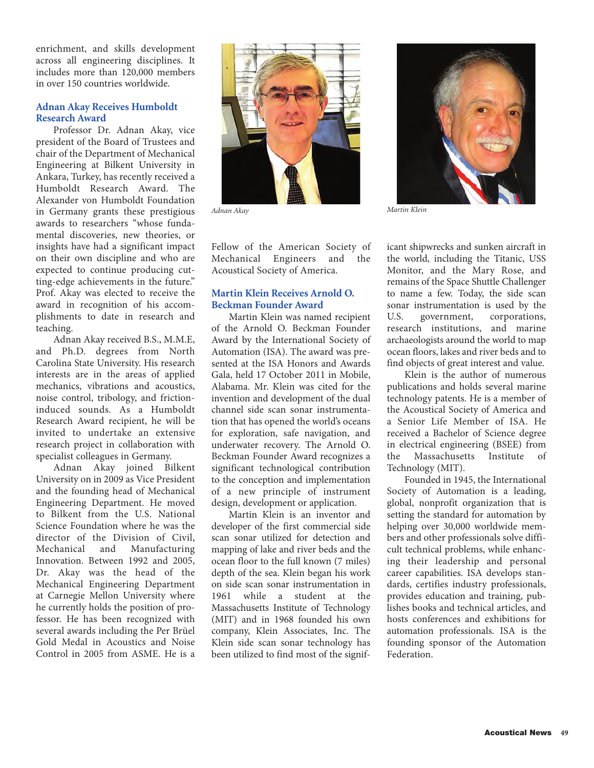enrichment, and skills development across all engineering disciplines. It includes more than 120,000 members in over 150 countries worldwide.

### Adnan Akay Receives Humboldt Research Award

Professor Dr. Adnan Akay, vice president of the Board of Trustees and chair of the Department of Mechanical Engineering at Bilkent University in Ankara, Turkey, has recently received a Humboldt Research Award. The Alexander von Humboldt Foundation in Germany grants these prestigious awards to researchers "whose fundamental discoveries, new theories, or insights have had a significant impact on their own discipline and who are expected to continue producing cutting-edge achievements in the future." Prof. Akay was elected to receive the award in recognition of his accomplishments to date in research and teaching.

Adnan Akay received B.S., M.M.E, and Ph.D. degrees from North Carolina State University. His research interests are in the areas of applied mechanics, vibrations and acoustics, noise control, tribology, and friction-induced sounds. As a Humboldt Research Award recipient, he will be invited to undertake an extensive research project in collaboration with specialist colleagues in Germany.

Adnan Akay joined Bilkent University on in 2009 as Vice President and the founding head of Mechanical Engineering Department. He moved to Bilkent from the U.S. National Science Foundation where he was the director of the Division of Civil, Mechanical and Manufacturing Innovation. Between 1992 and 2005, Dr. Akay was the head of the Mechanical Engineering Department at Carnegie Mellon University where he currently holds the position of professor. He has been recognized with several awards including the Per Brüel Gold Medal in Acoustics and Noise Control in 2005 from ASME. He is a Fellow of the American Society of Mechanical Engineers and the Acoustical Society of America.

*Adnan Akay*

### Martin Klein Receives Arnold O. Beckman Founder Award

Martin Klein was named recipient of the Arnold O. Beckman Founder Award by the International Society of Automation (ISA). The award was presented at the ISA Honors and Awards Gala, held 17 October 2011 in Mobile, Alabama. Mr. Klein was cited for the invention and development of the dual channel side scan sonar instrumentation that has opened the world's oceans for exploration, safe navigation, and underwater recovery. The Arnold O. Beckman Founder Award recognizes a significant technological contribution to the conception and implementation of a new principle of instrument design, development or application.

Martin Klein is an inventor and developer of the first commercial side scan sonar utilized for detection and mapping of lake and river beds and the ocean floor to the full known (7 miles) depth of the sea. Klein began his work on side scan sonar instrumentation in 1961 while a student at the Massachusetts Institute of Technology (MIT) and in 1968 founded his own company, Klein Associates, Inc. The Klein side scan sonar technology has been utilized to find most of the significant shipwrecks and sunken aircraft in the world, including the Titanic, USS Monitor, and the Mary Rose, and remains of the Space Shuttle Challenger to name a few. Today, the side scan sonar instrumentation is used by the U.S. government, corporations, research institutions, and marine archaeologists around the world to map ocean floors, lakes and river beds and to find objects of great interest and value.

Klein is the author of numerous publications and holds several marine technology patents. He is a member of the Acoustical Society of America and a Senior Life Member of ISA. He received a Bachelor of Science degree in electrical engineering (BSEE) from the Massachusetts Institute of Technology (MIT).

Founded in 1945, the International Society of Automation is a leading, global, nonprofit organization that is setting the standard for automation by helping over 30,000 worldwide members and other professionals solve difficult technical problems, while enhancing their leadership and personal career capabilities. ISA develops standards, certifies industry professionals, provides education and training, publishes books and technical articles, and hosts conferences and exhibitions for automation professionals. ISA is the founding sponsor of the Automation Federation.

*Martin Klein*